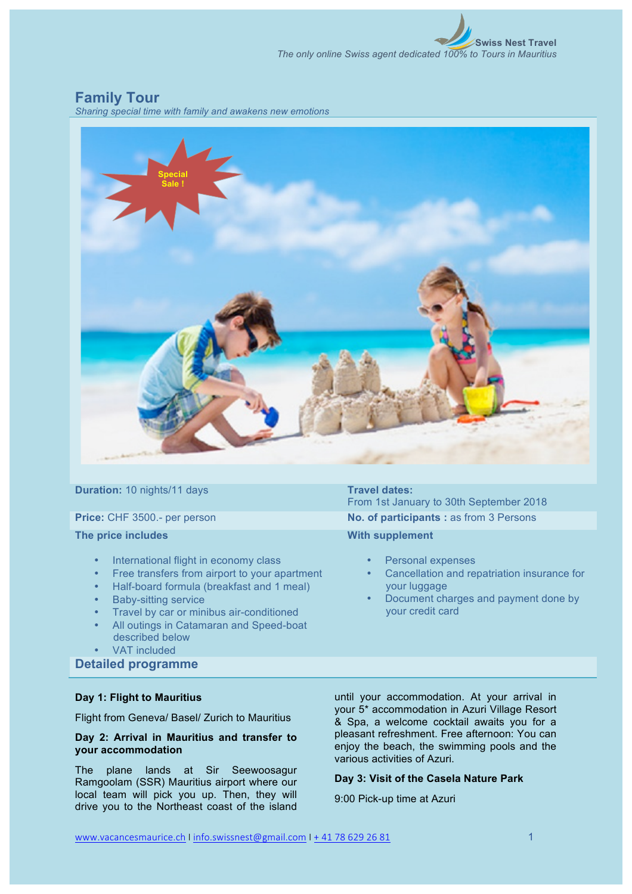Swiss Nest Travel
*The only online Swiss agent dedicated 100% to Tours in Mauritius*

# Family Tour

*Sharing special time with family and awakens new emotions*

Special Sale !

**Duration:** 10 nights/11 days

**Travel dates:**
From 1st January to 30th September 2018

**Price:** CHF 3500.- per person

**No. of participants :** as from 3 Persons

**The price includes**

- International flight in economy class
- Free transfers from airport to your apartment
- Half-board formula (breakfast and 1 meal)
- Baby-sitting service
- Travel by car or minibus air-conditioned
- All outings in Catamaran and Speed-boat described below
- VAT included

**With supplement**

- Personal expenses
- Cancellation and repatriation insurance for your luggage
- Document charges and payment done by your credit card

## Detailed programme

**Day 1: Flight to Mauritius**

Flight from Geneva/ Basel/ Zurich to Mauritius

**Day 2: Arrival in Mauritius and transfer to your accommodation**

The plane lands at Sir Seewoosagur Ramgoolam (SSR) Mauritius airport where our local team will pick you up. Then, they will drive you to the Northeast coast of the island until your accommodation. At your arrival in your 5* accommodation in Azuri Village Resort & Spa, a welcome cocktail awaits you for a pleasant refreshment. Free afternoon: You can enjoy the beach, the swimming pools and the various activities of Azuri.

**Day 3: Visit of the Casela Nature Park**

9:00 Pick-up time at Azuri

www.vacancesmaurice.ch I info.swissnest@gmail.com I + 41 78 629 26 81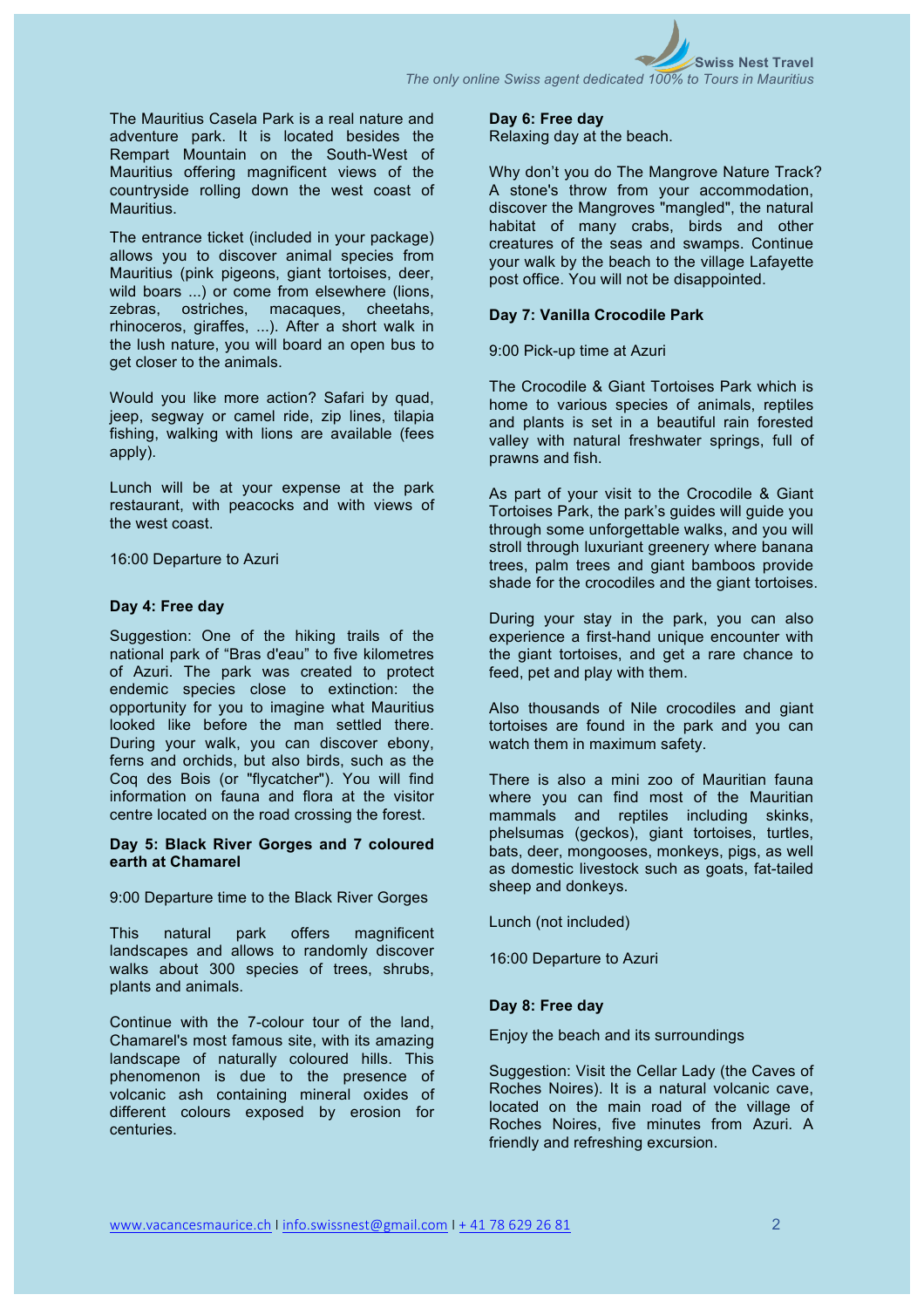The Mauritius Casela Park is a real nature and adventure park. It is located besides the Rempart Mountain on the South-West of Mauritius offering magnificent views of the countryside rolling down the west coast of Mauritius.

The entrance ticket (included in your package) allows you to discover animal species from Mauritius (pink pigeons, giant tortoises, deer, wild boars ...) or come from elsewhere (lions, zebras, ostriches, macaques, cheetahs, rhinoceros, giraffes, ...). After a short walk in the lush nature, you will board an open bus to get closer to the animals.

Would you like more action? Safari by quad, jeep, segway or camel ride, zip lines, tilapia fishing, walking with lions are available (fees apply).

Lunch will be at your expense at the park restaurant, with peacocks and with views of the west coast.

16:00 Departure to Azuri

**Day 4: Free day**

Suggestion: One of the hiking trails of the national park of "Bras d'eau" to five kilometres of Azuri. The park was created to protect endemic species close to extinction: the opportunity for you to imagine what Mauritius looked like before the man settled there. During your walk, you can discover ebony, ferns and orchids, but also birds, such as the Coq des Bois (or "flycatcher"). You will find information on fauna and flora at the visitor centre located on the road crossing the forest.

**Day 5: Black River Gorges and 7 coloured earth at Chamarel**

9:00 Departure time to the Black River Gorges

This natural park offers magnificent landscapes and allows to randomly discover walks about 300 species of trees, shrubs, plants and animals.

Continue with the 7-colour tour of the land, Chamarel's most famous site, with its amazing landscape of naturally coloured hills. This phenomenon is due to the presence of volcanic ash containing mineral oxides of different colours exposed by erosion for centuries.

**Day 6: Free day**

Relaxing day at the beach.

Why don't you do The Mangrove Nature Track? A stone's throw from your accommodation, discover the Mangroves "mangled", the natural habitat of many crabs, birds and other creatures of the seas and swamps. Continue your walk by the beach to the village Lafayette post office. You will not be disappointed.

**Day 7: Vanilla Crocodile Park**

9:00 Pick-up time at Azuri

The Crocodile & Giant Tortoises Park which is home to various species of animals, reptiles and plants is set in a beautiful rain forested valley with natural freshwater springs, full of prawns and fish.

As part of your visit to the Crocodile & Giant Tortoises Park, the park's guides will guide you through some unforgettable walks, and you will stroll through luxuriant greenery where banana trees, palm trees and giant bamboos provide shade for the crocodiles and the giant tortoises.

During your stay in the park, you can also experience a first-hand unique encounter with the giant tortoises, and get a rare chance to feed, pet and play with them.

Also thousands of Nile crocodiles and giant tortoises are found in the park and you can watch them in maximum safety.

There is also a mini zoo of Mauritian fauna where you can find most of the Mauritian mammals and reptiles including skinks, phelsumas (geckos), giant tortoises, turtles, bats, deer, mongooses, monkeys, pigs, as well as domestic livestock such as goats, fat-tailed sheep and donkeys.

Lunch (not included)

16:00 Departure to Azuri

**Day 8: Free day**

Enjoy the beach and its surroundings

Suggestion: Visit the Cellar Lady (the Caves of Roches Noires). It is a natural volcanic cave, located on the main road of the village of Roches Noires, five minutes from Azuri. A friendly and refreshing excursion.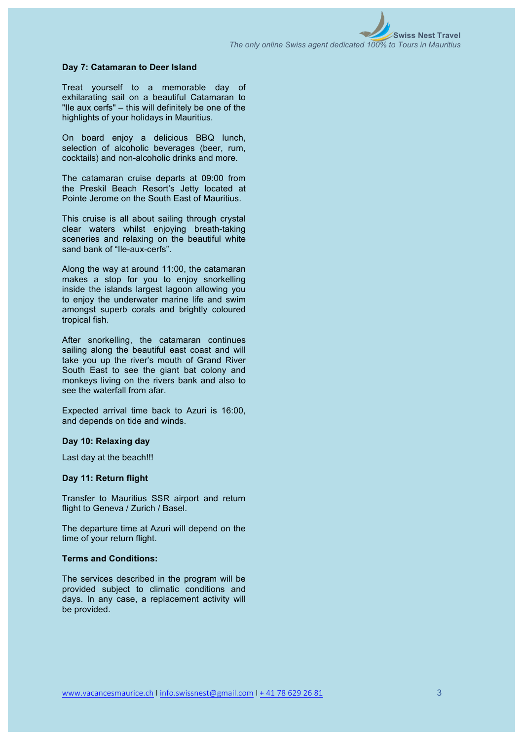**Day 7: Catamaran to Deer Island**

Treat yourself to a memorable day of exhilarating sail on a beautiful Catamaran to "Ile aux cerfs" – this will definitely be one of the highlights of your holidays in Mauritius.

On board enjoy a delicious BBQ lunch, selection of alcoholic beverages (beer, rum, cocktails) and non-alcoholic drinks and more.

The catamaran cruise departs at 09:00 from the Preskil Beach Resort's Jetty located at Pointe Jerome on the South East of Mauritius.

This cruise is all about sailing through crystal clear waters whilst enjoying breath-taking sceneries and relaxing on the beautiful white sand bank of "Ile-aux-cerfs".

Along the way at around 11:00, the catamaran makes a stop for you to enjoy snorkelling inside the islands largest lagoon allowing you to enjoy the underwater marine life and swim amongst superb corals and brightly coloured tropical fish.

After snorkelling, the catamaran continues sailing along the beautiful east coast and will take you up the river's mouth of Grand River South East to see the giant bat colony and monkeys living on the rivers bank and also to see the waterfall from afar.

Expected arrival time back to Azuri is 16:00, and depends on tide and winds.

**Day 10: Relaxing day**

Last day at the beach!!!

**Day 11: Return flight**

Transfer to Mauritius SSR airport and return flight to Geneva / Zurich / Basel.

The departure time at Azuri will depend on the time of your return flight.

**Terms and Conditions:**

The services described in the program will be provided subject to climatic conditions and days. In any case, a replacement activity will be provided.